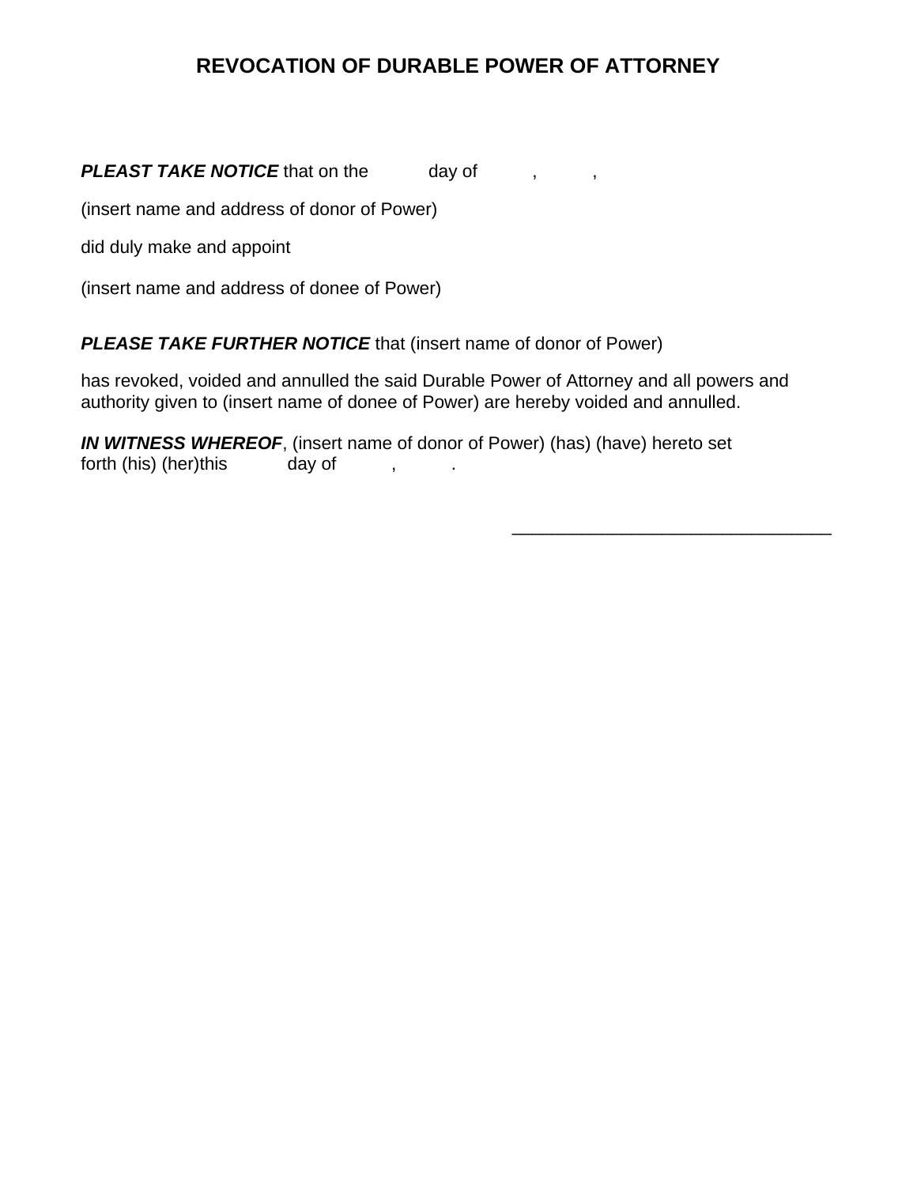# REVOCATION OF DURABLE POWER OF ATTORNEY

***PLEAST TAKE NOTICE*** that on the day of , ,

(insert name and address of donor of Power)

did duly make and appoint

(insert name and address of donee of Power)

***PLEASE TAKE FURTHER NOTICE*** that (insert name of donor of Power)

has revoked, voided and annulled the said Durable Power of Attorney and all powers and authority given to (insert name of donee of Power) are hereby voided and annulled.

***IN WITNESS WHEREOF***, (insert name of donor of Power) (has) (have) hereto set forth (his) (her)this day of , .

\_\_\_\_\_\_\_\_\_\_\_\_\_\_\_\_\_\_\_\_\_\_\_\_\_\_\_\_\_\_\_\_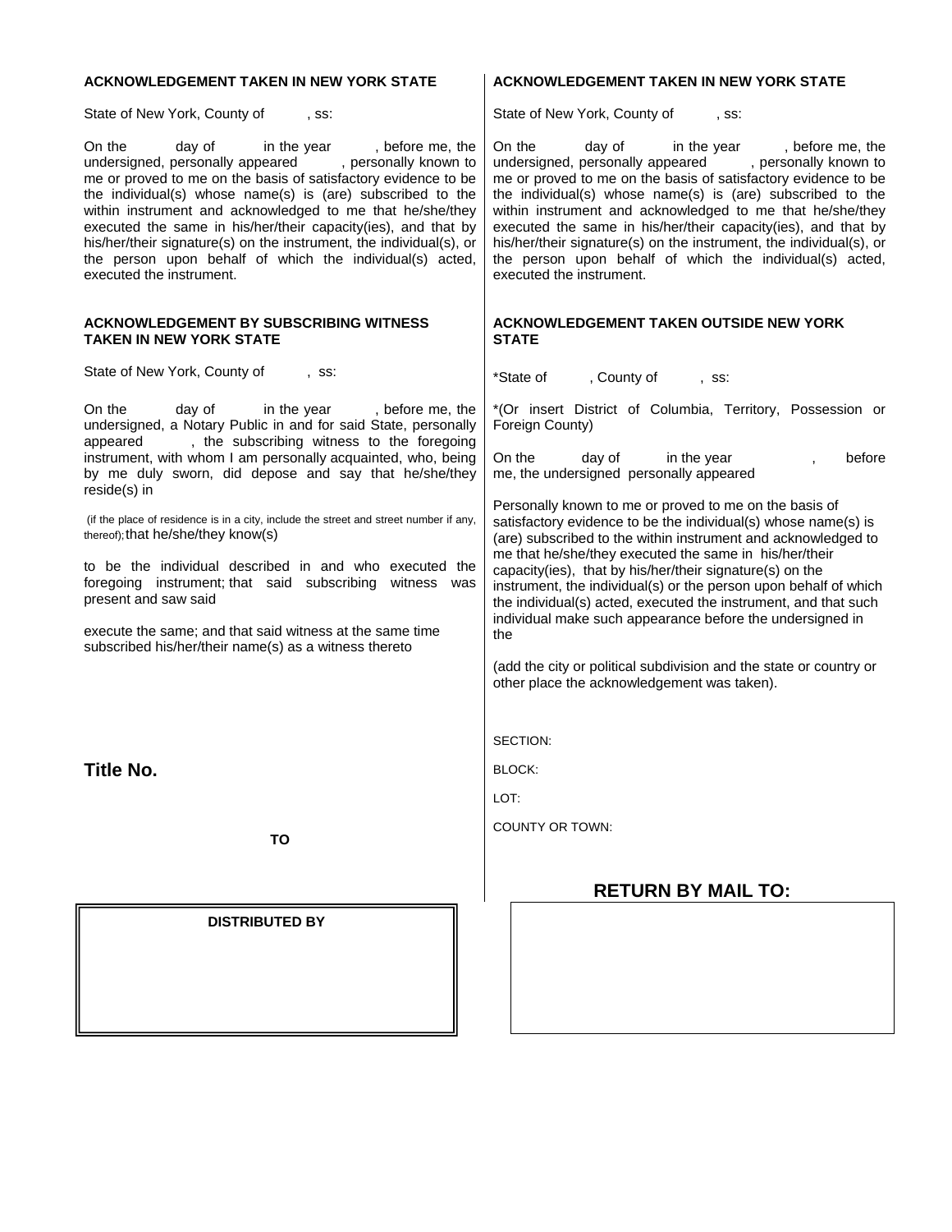**ACKNOWLEDGEMENT TAKEN IN NEW YORK STATE**

State of New York, County of , ss:

On the day of in the year , before me, the undersigned, personally appeared , personally known to me or proved to me on the basis of satisfactory evidence to be the individual(s) whose name(s) is (are) subscribed to the within instrument and acknowledged to me that he/she/they executed the same in his/her/their capacity(ies), and that by his/her/their signature(s) on the instrument, the individual(s), or the person upon behalf of which the individual(s) acted, executed the instrument.

**ACKNOWLEDGEMENT BY SUBSCRIBING WITNESS TAKEN IN NEW YORK STATE**

State of New York, County of , ss:

On the day of in the year , before me, the undersigned, a Notary Public in and for said State, personally appeared , the subscribing witness to the foregoing instrument, with whom I am personally acquainted, who, being by me duly sworn, did depose and say that he/she/they reside(s) in

(if the place of residence is in a city, include the street and street number if any, thereof); that he/she/they know(s)

to be the individual described in and who executed the foregoing instrument; that said subscribing witness was present and saw said

execute the same; and that said witness at the same time subscribed his/her/their name(s) as a witness thereto

**Title No.**

**TO**

**DISTRIBUTED BY**

**ACKNOWLEDGEMENT TAKEN IN NEW YORK STATE**

State of New York, County of , ss:

On the day of in the year , before me, the undersigned, personally appeared , personally known to me or proved to me on the basis of satisfactory evidence to be the individual(s) whose name(s) is (are) subscribed to the within instrument and acknowledged to me that he/she/they executed the same in his/her/their capacity(ies), and that by his/her/their signature(s) on the instrument, the individual(s), or the person upon behalf of which the individual(s) acted, executed the instrument.

**ACKNOWLEDGEMENT TAKEN OUTSIDE NEW YORK STATE**

*State of , County of , ss:

*(Or insert District of Columbia, Territory, Possession or Foreign County)

On the day of in the year , before me, the undersigned personally appeared

Personally known to me or proved to me on the basis of satisfactory evidence to be the individual(s) whose name(s) is (are) subscribed to the within instrument and acknowledged to me that he/she/they executed the same in his/her/their capacity(ies), that by his/her/their signature(s) on the instrument, the individual(s) or the person upon behalf of which the individual(s) acted, executed the instrument, and that such individual make such appearance before the undersigned in the

(add the city or political subdivision and the state or country or other place the acknowledgement was taken).

SECTION:

BLOCK:

LOT:

COUNTY OR TOWN:

**RETURN BY MAIL TO:**